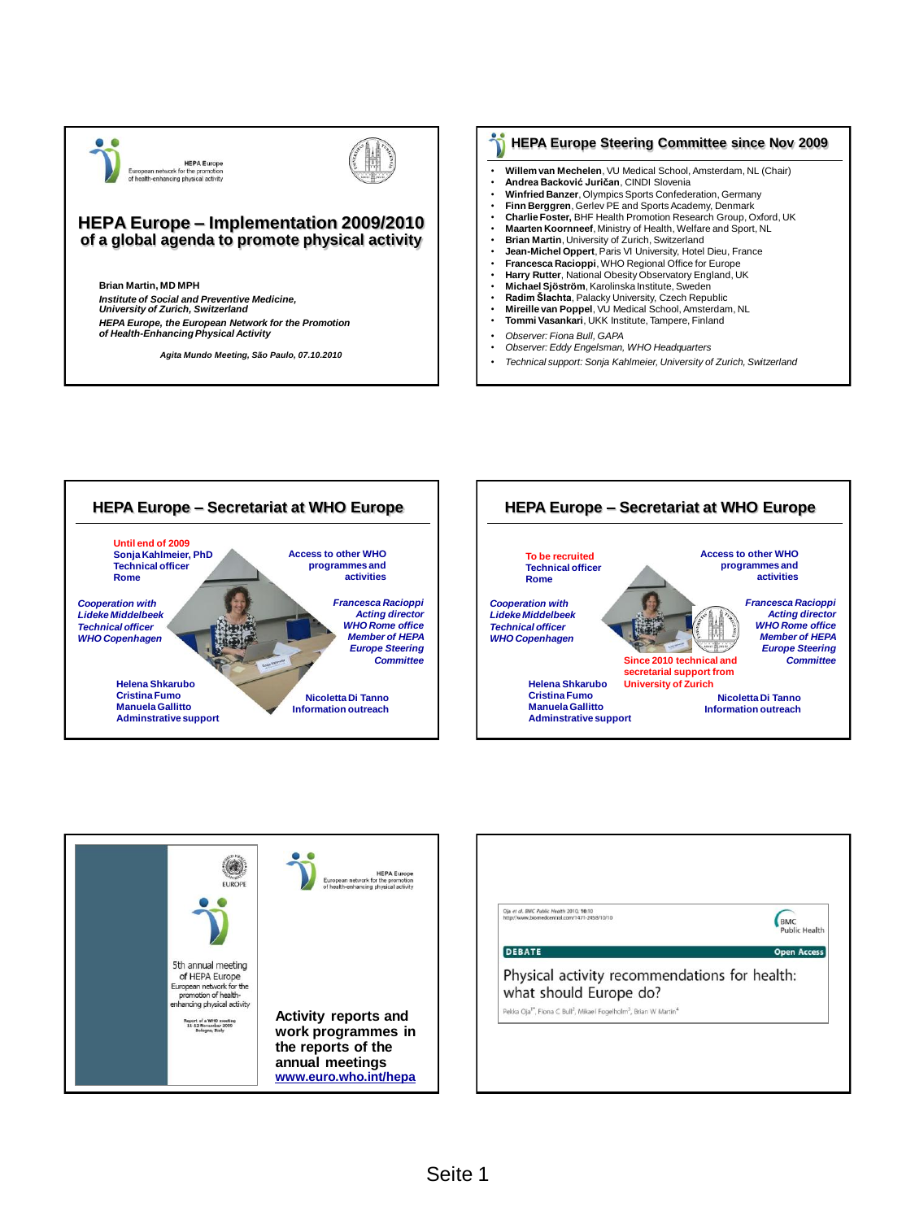HEPA Europe
European network for the promotion of health-enhancing physical activity

# HEPA Europe – Implementation 2009/2010
## of a global agenda to promote physical activity

**Brian Martin, MD MPH**

*Institute of Social and Preventive Medicine, University of Zurich, Switzerland*

*HEPA Europe, the European Network for the Promotion of Health-Enhancing Physical Activity*

*Agita Mundo Meeting, São Paulo, 07.10.2010*

---

## HEPA Europe Steering Committee since Nov 2009

- **Willem van Mechelen**, VU Medical School, Amsterdam, NL (Chair)
- **Andrea Backović Juričan**, CINDI Slovenia
- **Winfried Banzer**, Olympics Sports Confederation, Germany
- **Finn Berggren**, Gerlev PE and Sports Academy, Denmark
- **Charlie Foster**, BHF Health Promotion Research Group, Oxford, UK
- **Maarten Koornneef**, Ministry of Health, Welfare and Sport, NL
- **Brian Martin**, University of Zurich, Switzerland
- **Jean-Michel Oppert**, Paris VI University, Hotel Dieu, France
- **Francesca Racioppi**, WHO Regional Office for Europe
- **Harry Rutter**, National Obesity Observatory England, UK
- **Michael Sjöström**, Karolinska Institute, Sweden
- **Radim Šlachta**, Palacky University, Czech Republic
- **Mireille van Poppel**, VU Medical School, Amsterdam, NL
- **Tommi Vasankari**, UKK Institute, Tampere, Finland
- *Observer: Fiona Bull, GAPA*
- *Observer: Eddy Engelsman, WHO Headquarters*
- *Technical support: Sonja Kahlmeier, University of Zurich, Switzerland*

---

## HEPA Europe – Secretariat at WHO Europe

**Until end of 2009**
**Sonja Kahlmeier, PhD**
**Technical officer**
**Rome**

**Access to other WHO programmes and activities**

***Cooperation with Lideke Middelbeek Technical officer WHO Copenhagen***

***Francesca Racioppi Acting director WHO Rome office Member of HEPA Europe Steering Committee***

**Helena Shkarubo**
**Cristina Fumo**
**Manuela Gallitto**
**Adminstrative support**

**Nicoletta Di Tanno**
**Information outreach**

---

## HEPA Europe – Secretariat at WHO Europe

**To be recruited**
**Technical officer**
**Rome**

**Access to other WHO programmes and activities**

***Cooperation with Lideke Middelbeek Technical officer WHO Copenhagen***

***Francesca Racioppi Acting director WHO Rome office Member of HEPA Europe Steering Committee***

**Since 2010 technical and secretarial support from University of Zurich**

**Helena Shkarubo**
**Cristina Fumo**
**Manuela Gallitto**
**Adminstrative support**

**Nicoletta Di Tanno**
**Information outreach**

---

EUROPE

5th annual meeting of HEPA Europe
European network for the promotion of health-enhancing physical activity

Report of a WHO meeting
11-12 November 2009
Bologna, Italy

HEPA Europe
European network for the promotion of health-enhancing physical activity

**Activity reports and work programmes in the reports of the annual meetings**
**www.euro.who.int/hepa**

---

Oja et al. BMC Public Health 2010, 10:10
http://www.biomedcentral.com/1471-2458/10/10

BMC Public Health

DEBATE — Open Access

Physical activity recommendations for health: what should Europe do?

Pekka Oja[1*], Fiona C Bull[2], Mikael Fogelholm[3], Brian W Martin[4]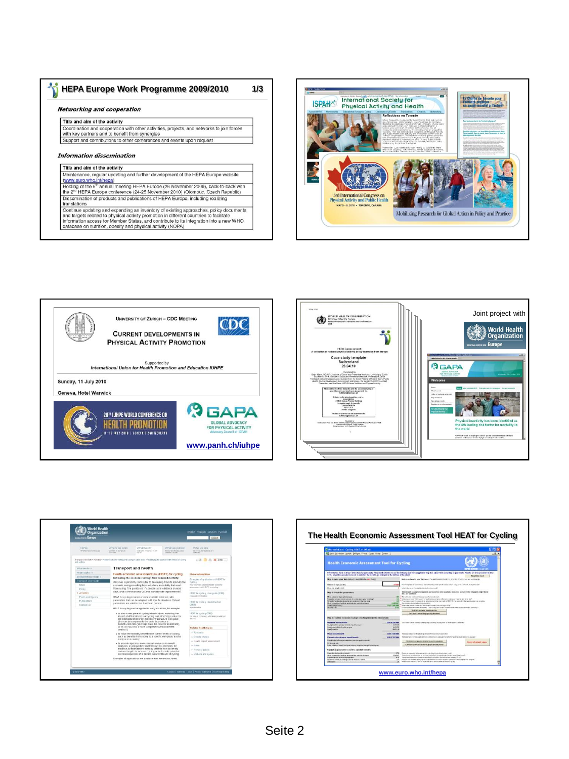## HEPA Europe Work Programme 2009/2010 1/3

*Networking and cooperation*

| Title and aim of the activity |
| --- |
| Coordination and cooperation with other activities, projects, and networks to join forces with key partners and to benefit from synergies |
| Support and contributions to other conferences and events upon request |

*Information dissemination*

| Title and aim of the activity |
| --- |
| Maintenance, regular updating and further development of the HEPA Europe website (www.euro.who.int/hepa) |
| Holding of the 6th annual meeting HEPA Europe (26 November 2009), back-to-back with the 2nd HEPA Europe conference (24-25 November 2010) (Olomouc, Czech Republic) |
| Dissemination of products and publications of HEPA Europe, including realizing translations |
| Continue updating and expanding an inventory of existing approaches, policy documents and targets related to physical activity promotion in different countries to facilitate information access for Member States, and contribute to its integration into a new WHO database on nutrition, obesity and physical activity (NOPA) |

---

International Society for Physical Activity and Health

3rd International Congress on Physical Activity and Public Health

Mobilizing Research for Global Action in Policy and Practice

---

University of Zurich – CDC Meeting

**Current Developments in Physical Activity Promotion**

Supported by
*International Union for Health Promotion and Education IUHPE*

Sunday, 11 July 2010

Geneva, Hotel Warwick

20th IUHPE World Conference on Health Promotion

GAPA Global Advocacy for Physical Activity

www.panh.ch/iuhpe

---

Joint project with World Health Organization Europe

HEPA Europe project: A collection of national physical activity policy examples from Europe

Case study template Switzerland 26.04.10

Physical inactivity has been identified as the 4th leading risk factor for mortality in the world

---

Transport and health

Health economic assessment tool (HEAT) for cycling

---

## The Health Economic Assessment Tool HEAT for Cycling

www.euro.who.int/hepa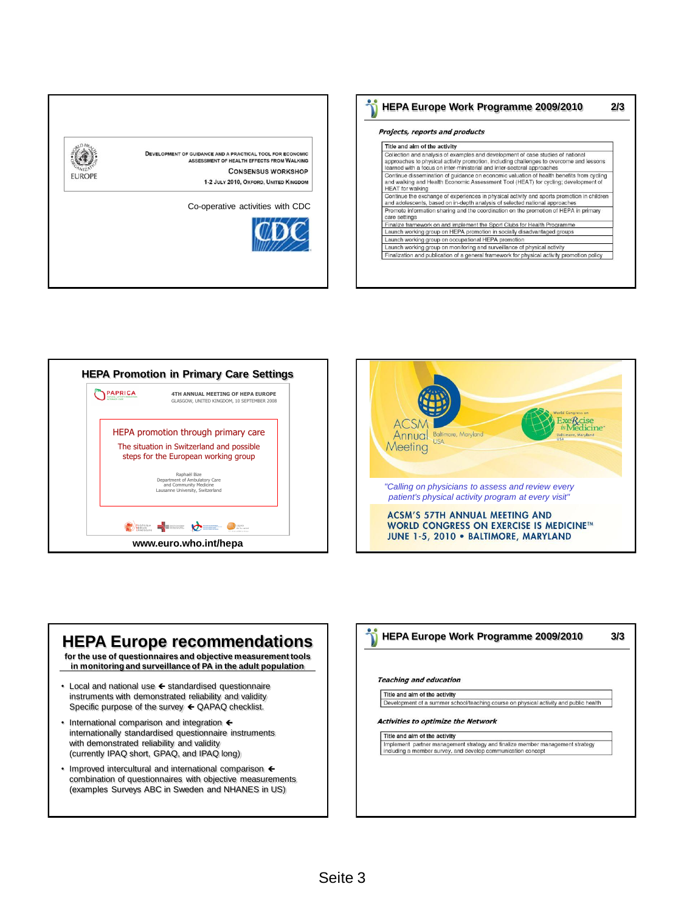WORLD HEALTH ORGANIZATION EUROPE

DEVELOPMENT OF GUIDANCE AND A PRACTICAL TOOL FOR ECONOMIC ASSESSMENT OF HEALTH EFFECTS FROM WALKING

CONSENSUS WORKSHOP

1-2 JULY 2010, OXFORD, UNITED KINGDOM

Co-operative activities with CDC

CDC

## HEPA Europe Work Programme 2009/2010 — 2/3

*Projects, reports and products*

| Title and aim of the activity |
|---|
| Collection and analysis of examples and development of case studies of national approaches to physical activity promotion, including challenges to overcome and lessons learned with a focus on inter-ministerial and inter-sectoral approaches |
| Continue dissemination of guidance on economic valuation of health benefits from cycling and walking and Health Economic Assessment Tool (HEAT) for cycling; development of HEAT for walking |
| Continue the exchange of experiences in physical activity and sports promotion in children and adolescents, based on in-depth analysis of selected national approaches |
| Promote information sharing and the coordination on the promotion of HEPA in primary care settings |
| Finalize framework on and implement the Sport Clubs for Health Programme |
| Launch working group on HEPA promotion in socially disadvantaged groups |
| Launch working group on occupational HEPA promotion |
| Launch working group on monitoring and surveillance of physical activity |
| Finalization and publication of a general framework for physical activity promotion policy |

## HEPA Promotion in Primary Care Settings

PAPRICA

4TH ANNUAL MEETING OF HEPA EUROPE
GLASGOW, UNITED KINGDOM, 10 SEPTEMBER 2008

HEPA promotion through primary care

The situation in Switzerland and possible steps for the European working group

Raphaël Bize
Department of Ambulatory Care and Community Medicine
Lausanne University, Switzerland

www.euro.who.int/hepa

ACSM Annual Meeting — Baltimore, Maryland USA

World Congress on Exercise is Medicine — Baltimore, Maryland USA

*"Calling on physicians to assess and review every patient's physical activity program at every visit"*

ACSM'S 57TH ANNUAL MEETING AND WORLD CONGRESS ON EXERCISE IS MEDICINE™
JUNE 1-5, 2010 • BALTIMORE, MARYLAND

## HEPA Europe recommendations

**for the use of questionnaires and objective measurement tools in monitoring and surveillance of PA in the adult population**

- Local and national use ← standardised questionnaire instruments with demonstrated reliability and validity
  Specific purpose of the survey ← QAPAQ checklist.
- International comparison and integration ← internationally standardised questionnaire instruments with demonstrated reliability and validity (currently IPAQ short, GPAQ, and IPAQ long)
- Improved intercultural and international comparison ← combination of questionnaires with objective measurements (examples Surveys ABC in Sweden and NHANES in US)

## HEPA Europe Work Programme 2009/2010 — 3/3

*Teaching and education*

| Title and aim of the activity |
|---|
| Development of a summer school/teaching course on physical activity and public health |

*Activities to optimize the Network*

| Title and aim of the activity |
|---|
| Implement partner management strategy and finalize member management strategy including a member survey, and develop communication concept |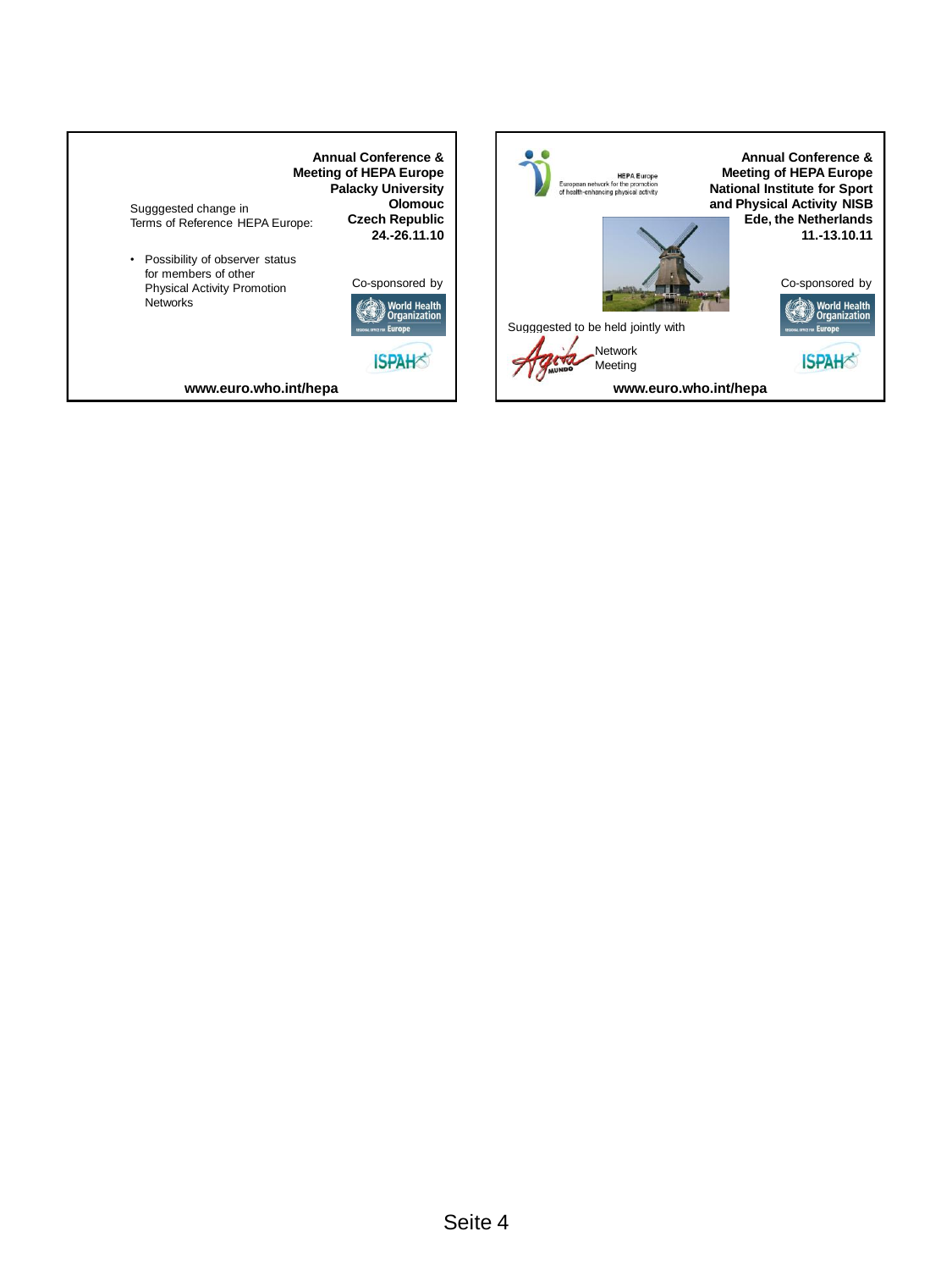**Annual Conference &**
**Meeting of HEPA Europe**
**Palacky University**
**Olomouc**
**Czech Republic**
**24.-26.11.10**

Sugggested change in
Terms of Reference HEPA Europe:

- Possibility of observer status for members of other Physical Activity Promotion Networks

Co-sponsored by

World Health Organization Europe

ISPAH

**www.euro.who.int/hepa**

---

HEPA Europe
European network for the promotion of health-enhancing physical activity

**Annual Conference &**
**Meeting of HEPA Europe**
**National Institute for Sport and Physical Activity NISB**
**Ede, the Netherlands**
**11.-13.10.11**

Sugggested to be held jointly with

Agita Mundo Network Meeting

Co-sponsored by

World Health Organization Europe

ISPAH

**www.euro.who.int/hepa**